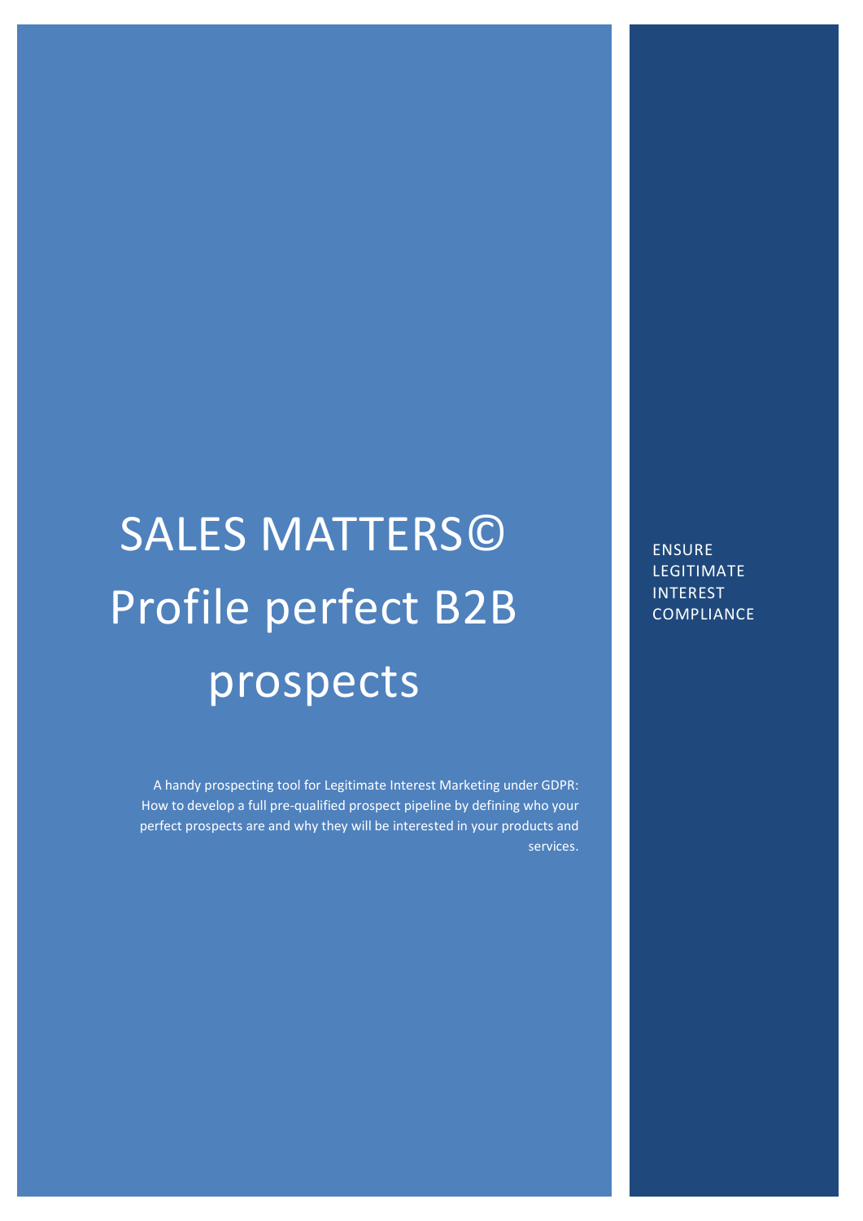# SALES MATTERS©
# Profile perfect B2B prospects

A handy prospecting tool for Legitimate Interest Marketing under GDPR: How to develop a full pre-qualified prospect pipeline by defining who your perfect prospects are and why they will be interested in your products and services.

ENSURE LEGITIMATE INTEREST COMPLIANCE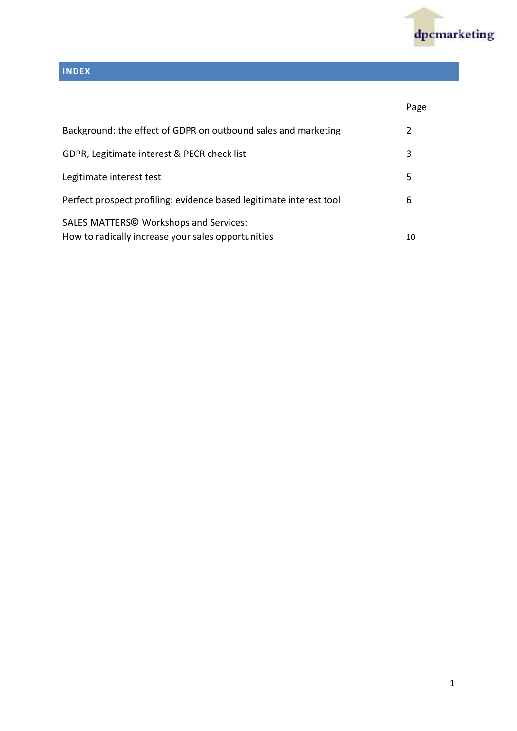## INDEX

| | Page |
|---|---|
| Background: the effect of GDPR on outbound sales and marketing | 2 |
| GDPR, Legitimate interest & PECR check list | 3 |
| Legitimate interest test | 5 |
| Perfect prospect profiling: evidence based legitimate interest tool | 6 |
| SALES MATTERS© Workshops and Services: How to radically increase your sales opportunities | 10 |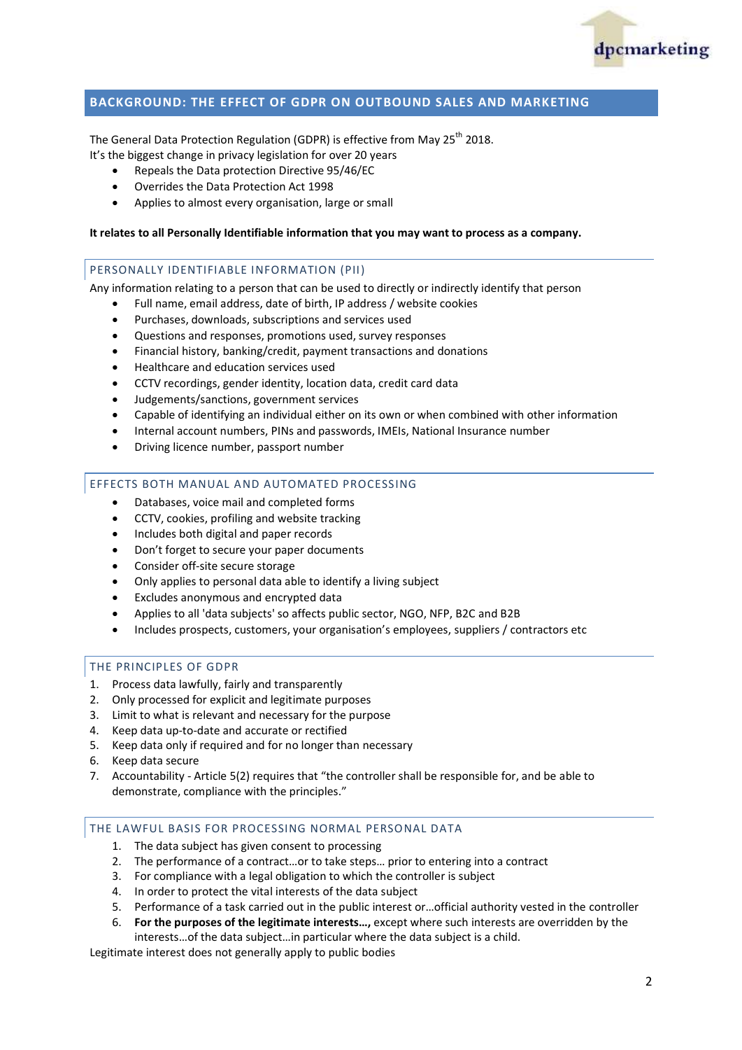## BACKGROUND: THE EFFECT OF GDPR ON OUTBOUND SALES AND MARKETING

The General Data Protection Regulation (GDPR) is effective from May 25th 2018.
It's the biggest change in privacy legislation for over 20 years

- Repeals the Data protection Directive 95/46/EC
- Overrides the Data Protection Act 1998
- Applies to almost every organisation, large or small

**It relates to all Personally Identifiable information that you may want to process as a company.**

### PERSONALLY IDENTIFIABLE INFORMATION (PII)

Any information relating to a person that can be used to directly or indirectly identify that person

- Full name, email address, date of birth, IP address / website cookies
- Purchases, downloads, subscriptions and services used
- Questions and responses, promotions used, survey responses
- Financial history, banking/credit, payment transactions and donations
- Healthcare and education services used
- CCTV recordings, gender identity, location data, credit card data
- Judgements/sanctions, government services
- Capable of identifying an individual either on its own or when combined with other information
- Internal account numbers, PINs and passwords, IMEIs, National Insurance number
- Driving licence number, passport number

### EFFECTS BOTH MANUAL AND AUTOMATED PROCESSING

- Databases, voice mail and completed forms
- CCTV, cookies, profiling and website tracking
- Includes both digital and paper records
- Don't forget to secure your paper documents
- Consider off-site secure storage
- Only applies to personal data able to identify a living subject
- Excludes anonymous and encrypted data
- Applies to all 'data subjects' so affects public sector, NGO, NFP, B2C and B2B
- Includes prospects, customers, your organisation's employees, suppliers / contractors etc

### THE PRINCIPLES OF GDPR

1. Process data lawfully, fairly and transparently
2. Only processed for explicit and legitimate purposes
3. Limit to what is relevant and necessary for the purpose
4. Keep data up-to-date and accurate or rectified
5. Keep data only if required and for no longer than necessary
6. Keep data secure
7. Accountability - Article 5(2) requires that "the controller shall be responsible for, and be able to demonstrate, compliance with the principles."

### THE LAWFUL BASIS FOR PROCESSING NORMAL PERSONAL DATA

1. The data subject has given consent to processing
2. The performance of a contract…or to take steps… prior to entering into a contract
3. For compliance with a legal obligation to which the controller is subject
4. In order to protect the vital interests of the data subject
5. Performance of a task carried out in the public interest or…official authority vested in the controller
6. **For the purposes of the legitimate interests…,** except where such interests are overridden by the interests…of the data subject…in particular where the data subject is a child.

Legitimate interest does not generally apply to public bodies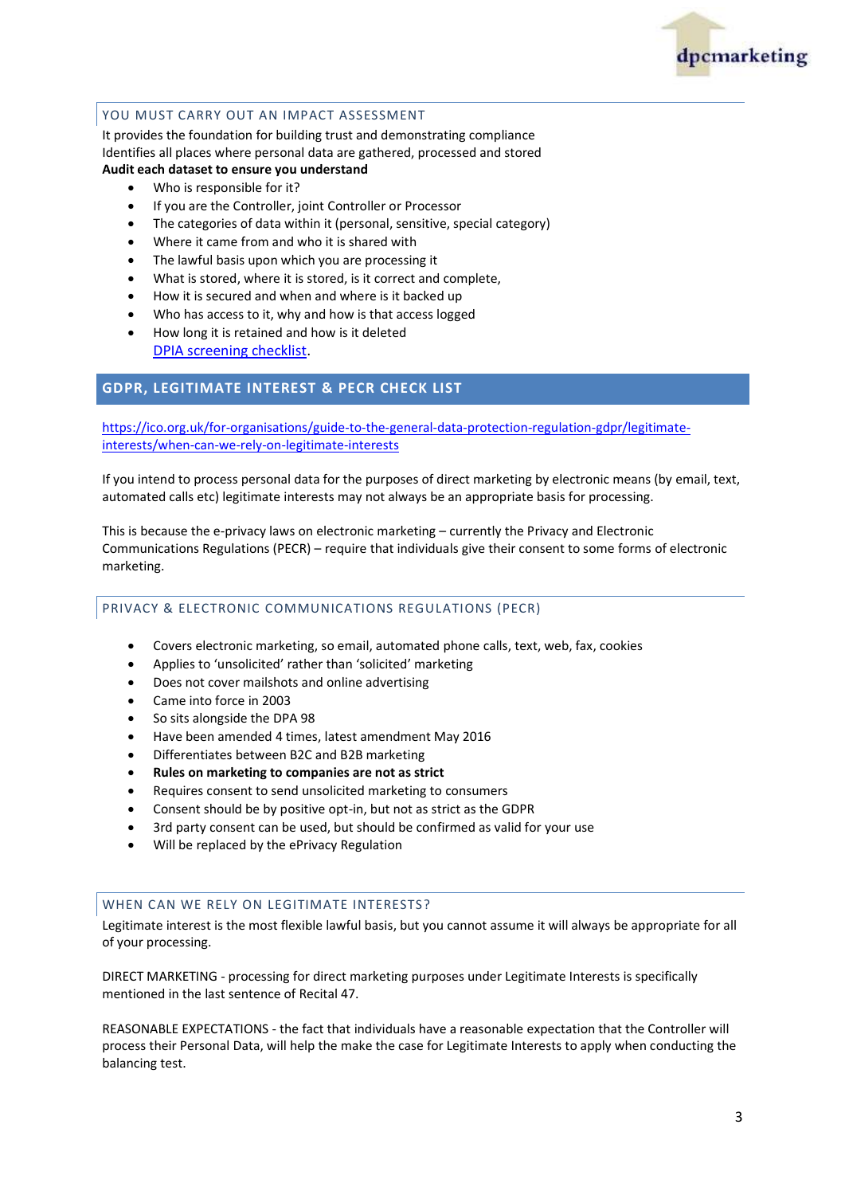## YOU MUST CARRY OUT AN IMPACT ASSESSMENT

It provides the foundation for building trust and demonstrating compliance
Identifies all places where personal data are gathered, processed and stored
**Audit each dataset to ensure you understand**

- Who is responsible for it?
- If you are the Controller, joint Controller or Processor
- The categories of data within it (personal, sensitive, special category)
- Where it came from and who it is shared with
- The lawful basis upon which you are processing it
- What is stored, where it is stored, is it correct and complete,
- How it is secured and when and where is it backed up
- Who has access to it, why and how is that access logged
- How long it is retained and how is it deleted
  DPIA screening checklist.

## GDPR, LEGITIMATE INTEREST & PECR CHECK LIST

https://ico.org.uk/for-organisations/guide-to-the-general-data-protection-regulation-gdpr/legitimate-interests/when-can-we-rely-on-legitimate-interests

If you intend to process personal data for the purposes of direct marketing by electronic means (by email, text, automated calls etc) legitimate interests may not always be an appropriate basis for processing.

This is because the e-privacy laws on electronic marketing – currently the Privacy and Electronic Communications Regulations (PECR) – require that individuals give their consent to some forms of electronic marketing.

## PRIVACY & ELECTRONIC COMMUNICATIONS REGULATIONS (PECR)

- Covers electronic marketing, so email, automated phone calls, text, web, fax, cookies
- Applies to 'unsolicited' rather than 'solicited' marketing
- Does not cover mailshots and online advertising
- Came into force in 2003
- So sits alongside the DPA 98
- Have been amended 4 times, latest amendment May 2016
- Differentiates between B2C and B2B marketing
- **Rules on marketing to companies are not as strict**
- Requires consent to send unsolicited marketing to consumers
- Consent should be by positive opt-in, but not as strict as the GDPR
- 3rd party consent can be used, but should be confirmed as valid for your use
- Will be replaced by the ePrivacy Regulation

## WHEN CAN WE RELY ON LEGITIMATE INTERESTS?

Legitimate interest is the most flexible lawful basis, but you cannot assume it will always be appropriate for all of your processing.

DIRECT MARKETING - processing for direct marketing purposes under Legitimate Interests is specifically mentioned in the last sentence of Recital 47.

REASONABLE EXPECTATIONS - the fact that individuals have a reasonable expectation that the Controller will process their Personal Data, will help the make the case for Legitimate Interests to apply when conducting the balancing test.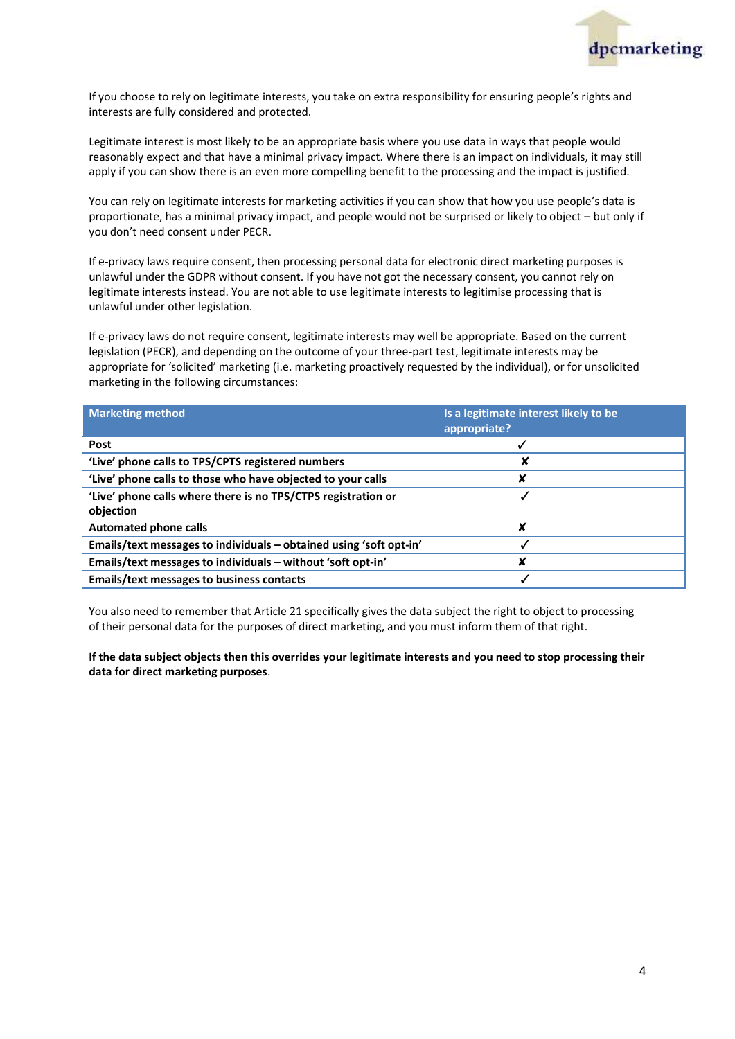If you choose to rely on legitimate interests, you take on extra responsibility for ensuring people's rights and interests are fully considered and protected.

Legitimate interest is most likely to be an appropriate basis where you use data in ways that people would reasonably expect and that have a minimal privacy impact. Where there is an impact on individuals, it may still apply if you can show there is an even more compelling benefit to the processing and the impact is justified.

You can rely on legitimate interests for marketing activities if you can show that how you use people's data is proportionate, has a minimal privacy impact, and people would not be surprised or likely to object – but only if you don't need consent under PECR.

If e-privacy laws require consent, then processing personal data for electronic direct marketing purposes is unlawful under the GDPR without consent. If you have not got the necessary consent, you cannot rely on legitimate interests instead. You are not able to use legitimate interests to legitimise processing that is unlawful under other legislation.

If e-privacy laws do not require consent, legitimate interests may well be appropriate. Based on the current legislation (PECR), and depending on the outcome of your three-part test, legitimate interests may be appropriate for 'solicited' marketing (i.e. marketing proactively requested by the individual), or for unsolicited marketing in the following circumstances:

| Marketing method | Is a legitimate interest likely to be appropriate? |
|---|---|
| **Post** | ✓ |
| **'Live' phone calls to TPS/CPTS registered numbers** | ✘ |
| **'Live' phone calls to those who have objected to your calls** | ✘ |
| **'Live' phone calls where there is no TPS/CTPS registration or objection** | ✓ |
| **Automated phone calls** | ✘ |
| **Emails/text messages to individuals – obtained using 'soft opt-in'** | ✓ |
| **Emails/text messages to individuals – without 'soft opt-in'** | ✘ |
| **Emails/text messages to business contacts** | ✓ |

You also need to remember that Article 21 specifically gives the data subject the right to object to processing of their personal data for the purposes of direct marketing, and you must inform them of that right.

**If the data subject objects then this overrides your legitimate interests and you need to stop processing their data for direct marketing purposes**.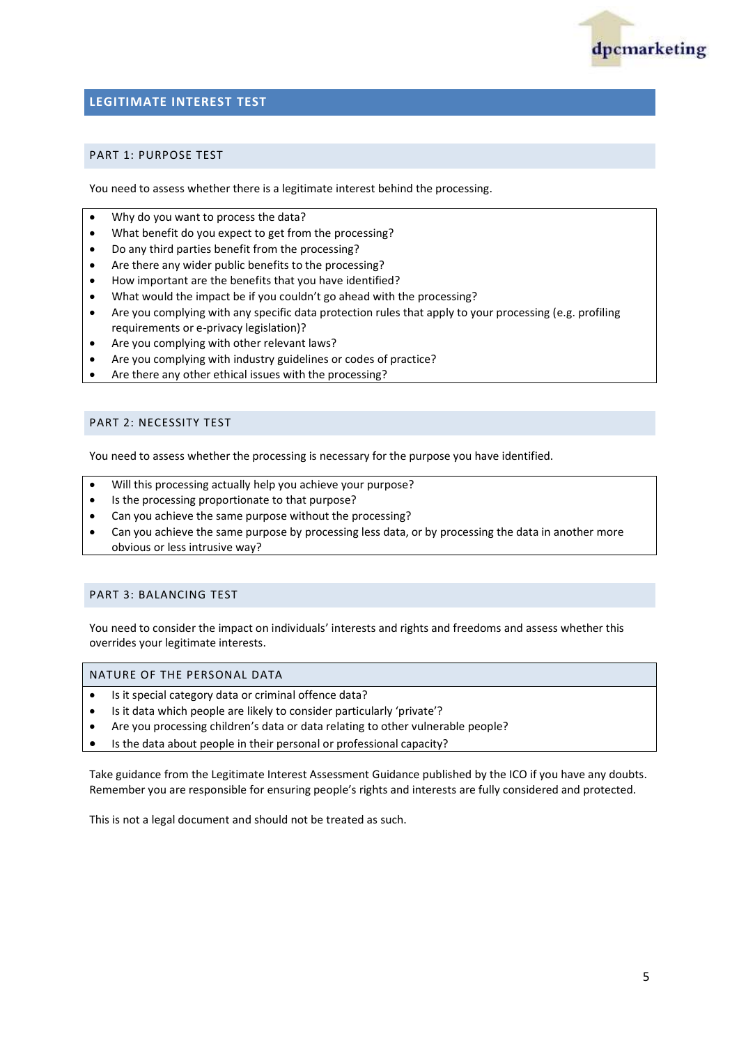## LEGITIMATE INTEREST TEST

### PART 1: PURPOSE TEST

You need to assess whether there is a legitimate interest behind the processing.

- Why do you want to process the data?
- What benefit do you expect to get from the processing?
- Do any third parties benefit from the processing?
- Are there any wider public benefits to the processing?
- How important are the benefits that you have identified?
- What would the impact be if you couldn't go ahead with the processing?
- Are you complying with any specific data protection rules that apply to your processing (e.g. profiling requirements or e-privacy legislation)?
- Are you complying with other relevant laws?
- Are you complying with industry guidelines or codes of practice?
- Are there any other ethical issues with the processing?

### PART 2: NECESSITY TEST

You need to assess whether the processing is necessary for the purpose you have identified.

- Will this processing actually help you achieve your purpose?
- Is the processing proportionate to that purpose?
- Can you achieve the same purpose without the processing?
- Can you achieve the same purpose by processing less data, or by processing the data in another more obvious or less intrusive way?

### PART 3: BALANCING TEST

You need to consider the impact on individuals' interests and rights and freedoms and assess whether this overrides your legitimate interests.

#### NATURE OF THE PERSONAL DATA

- Is it special category data or criminal offence data?
- Is it data which people are likely to consider particularly 'private'?
- Are you processing children's data or data relating to other vulnerable people?
- Is the data about people in their personal or professional capacity?

Take guidance from the Legitimate Interest Assessment Guidance published by the ICO if you have any doubts. Remember you are responsible for ensuring people's rights and interests are fully considered and protected.

This is not a legal document and should not be treated as such.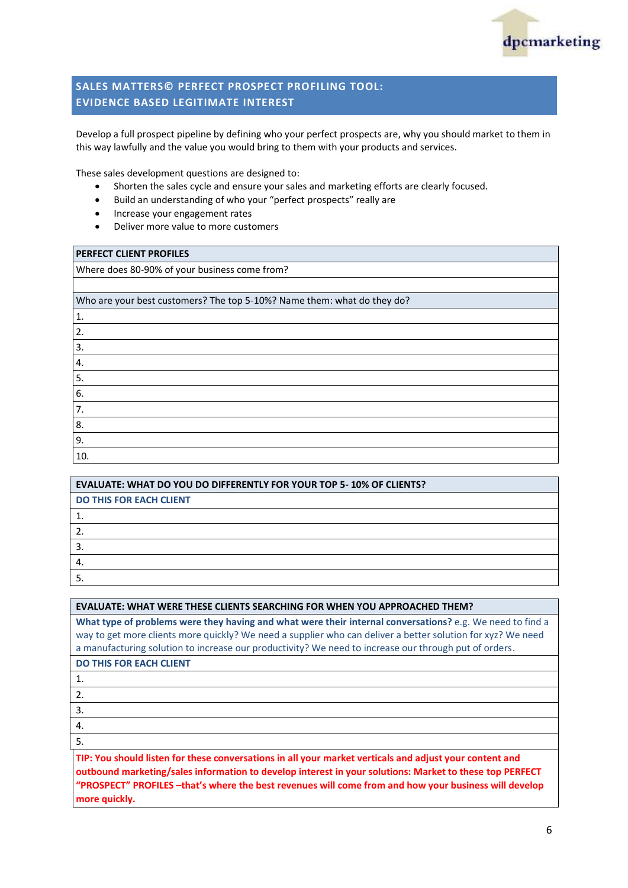## SALES MATTERS© PERFECT PROSPECT PROFILING TOOL: EVIDENCE BASED LEGITIMATE INTEREST

Develop a full prospect pipeline by defining who your perfect prospects are, why you should market to them in this way lawfully and the value you would bring to them with your products and services.

These sales development questions are designed to:

- Shorten the sales cycle and ensure your sales and marketing efforts are clearly focused.
- Build an understanding of who your "perfect prospects" really are
- Increase your engagement rates
- Deliver more value to more customers

| **PERFECT CLIENT PROFILES** |
|---|
| Where does 80-90% of your business come from? |
| |
| Who are your best customers? The top 5-10%? Name them: what do they do? |
| 1. |
| 2. |
| 3. |
| 4. |
| 5. |
| 6. |
| 7. |
| 8. |
| 9. |
| 10. |

| **EVALUATE: WHAT DO YOU DO DIFFERENTLY FOR YOUR TOP 5- 10% OF CLIENTS?** |
|---|
| **DO THIS FOR EACH CLIENT** |
| 1. |
| 2. |
| 3. |
| 4. |
| 5. |

| **EVALUATE: WHAT WERE THESE CLIENTS SEARCHING FOR WHEN YOU APPROACHED THEM?** |
|---|
| **What type of problems were they having and what were their internal conversations?** e.g. We need to find a way to get more clients more quickly? We need a supplier who can deliver a better solution for xyz? We need a manufacturing solution to increase our productivity? We need to increase our through put of orders. |
| **DO THIS FOR EACH CLIENT** |
| 1. |
| 2. |
| 3. |
| 4. |
| 5. |
| **TIP: You should listen for these conversations in all your market verticals and adjust your content and outbound marketing/sales information to develop interest in your solutions: Market to these top PERFECT "PROSPECT" PROFILES –that's where the best revenues will come from and how your business will develop more quickly.** |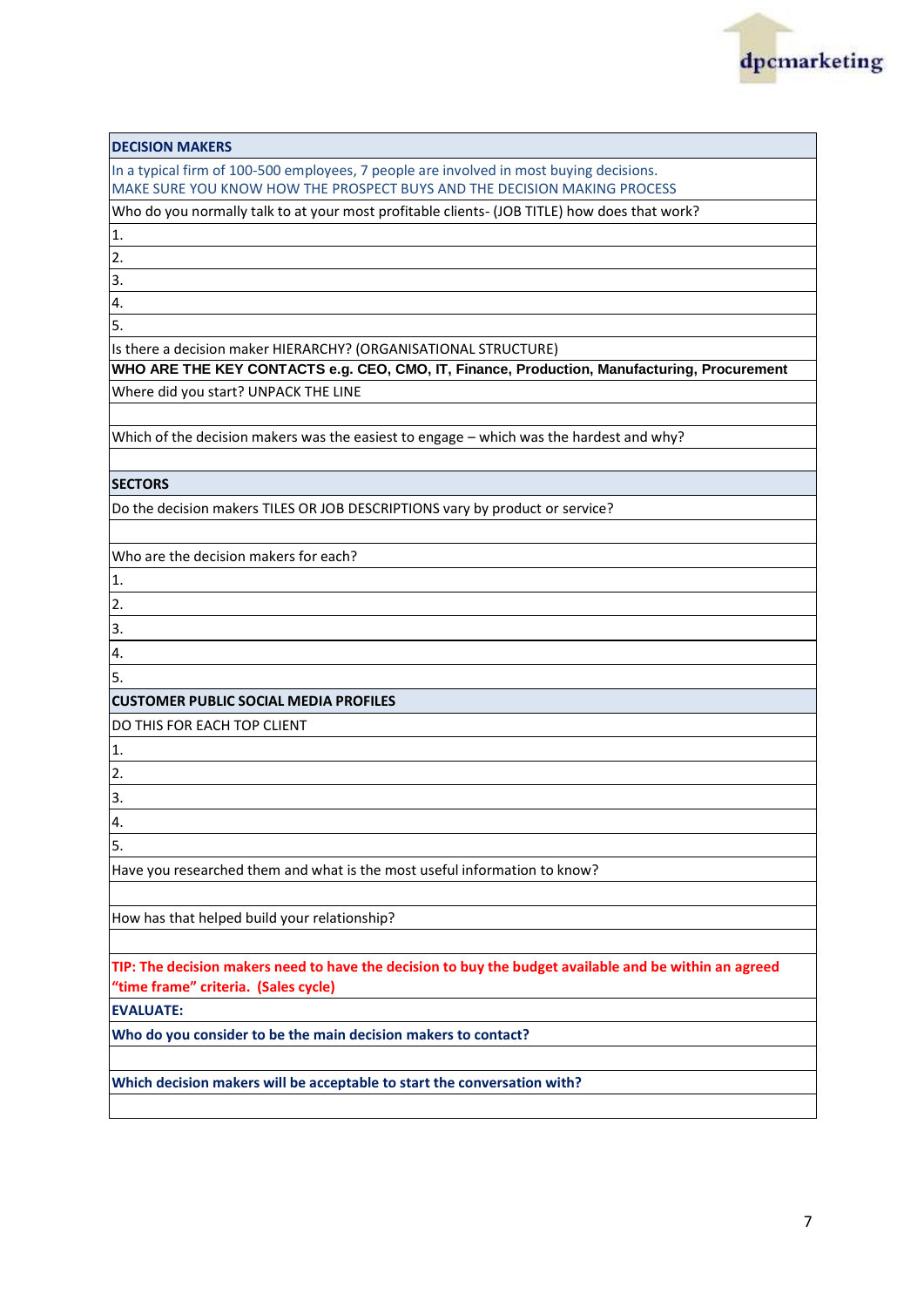## DECISION MAKERS

In a typical firm of 100-500 employees, 7 people are involved in most buying decisions.
MAKE SURE YOU KNOW HOW THE PROSPECT BUYS AND THE DECISION MAKING PROCESS

Who do you normally talk to at your most profitable clients- (JOB TITLE) how does that work?

1.
2.
3.
4.
5.

Is there a decision maker HIERARCHY? (ORGANISATIONAL STRUCTURE)

**WHO ARE THE KEY CONTACTS e.g. CEO, CMO, IT, Finance, Production, Manufacturing, Procurement**

Where did you start? UNPACK THE LINE

Which of the decision makers was the easiest to engage – which was the hardest and why?

## SECTORS

Do the decision makers TILES OR JOB DESCRIPTIONS vary by product or service?

Who are the decision makers for each?

1.
2.
3.
4.
5.

## CUSTOMER PUBLIC SOCIAL MEDIA PROFILES

DO THIS FOR EACH TOP CLIENT

1.
2.
3.
4.
5.

Have you researched them and what is the most useful information to know?

How has that helped build your relationship?

**TIP: The decision makers need to have the decision to buy the budget available and be within an agreed "time frame" criteria. (Sales cycle)**

**EVALUATE:**

**Who do you consider to be the main decision makers to contact?**

**Which decision makers will be acceptable to start the conversation with?**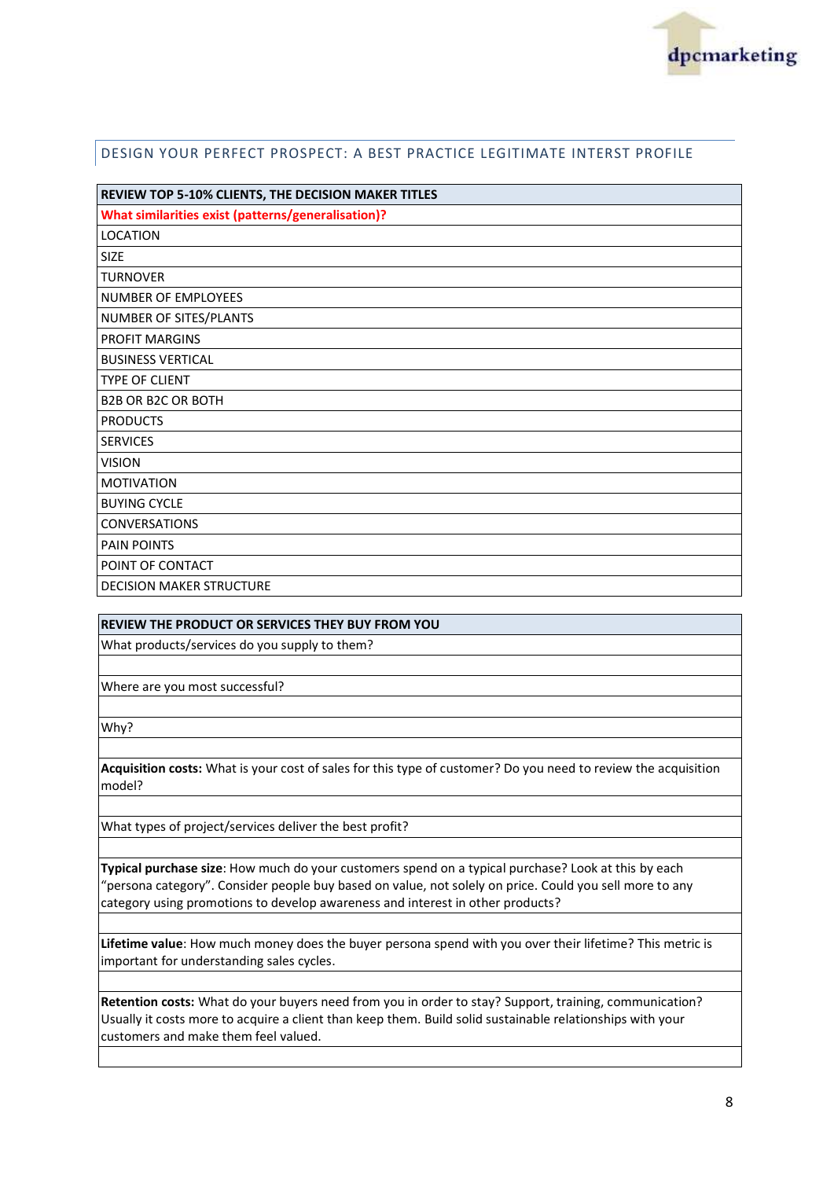## DESIGN YOUR PERFECT PROSPECT: A BEST PRACTICE LEGITIMATE INTERST PROFILE

| REVIEW TOP 5-10% CLIENTS, THE DECISION MAKER TITLES |
|---|
| **What similarities exist (patterns/generalisation)?** |
| LOCATION |
| SIZE |
| TURNOVER |
| NUMBER OF EMPLOYEES |
| NUMBER OF SITES/PLANTS |
| PROFIT MARGINS |
| BUSINESS VERTICAL |
| TYPE OF CLIENT |
| B2B OR B2C OR BOTH |
| PRODUCTS |
| SERVICES |
| VISION |
| MOTIVATION |
| BUYING CYCLE |
| CONVERSATIONS |
| PAIN POINTS |
| POINT OF CONTACT |
| DECISION MAKER STRUCTURE |

| REVIEW THE PRODUCT OR SERVICES THEY BUY FROM YOU |
|---|
| What products/services do you supply to them? |
| |
| Where are you most successful? |
| |
| Why? |
| |
| **Acquisition costs:** What is your cost of sales for this type of customer? Do you need to review the acquisition model? |
| |
| What types of project/services deliver the best profit? |
| |
| **Typical purchase size**: How much do your customers spend on a typical purchase? Look at this by each "persona category". Consider people buy based on value, not solely on price. Could you sell more to any category using promotions to develop awareness and interest in other products? |
| |
| **Lifetime value**: How much money does the buyer persona spend with you over their lifetime? This metric is important for understanding sales cycles. |
| |
| **Retention costs:** What do your buyers need from you in order to stay? Support, training, communication? Usually it costs more to acquire a client than keep them. Build solid sustainable relationships with your customers and make them feel valued. |
| |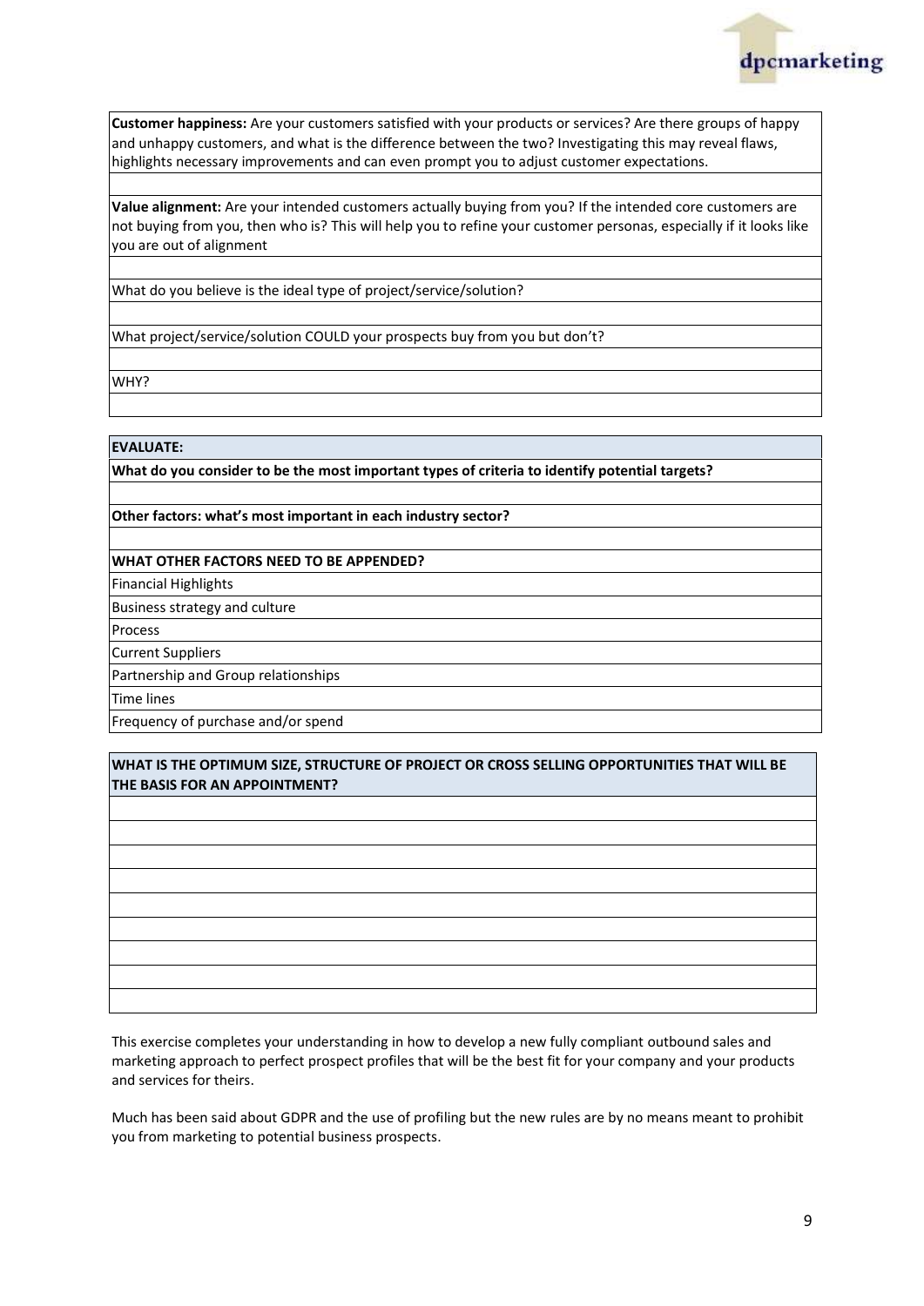| |
|---|
| **Customer happiness:** Are your customers satisfied with your products or services? Are there groups of happy and unhappy customers, and what is the difference between the two? Investigating this may reveal flaws, highlights necessary improvements and can even prompt you to adjust customer expectations. |
| |
| **Value alignment:** Are your intended customers actually buying from you? If the intended core customers are not buying from you, then who is? This will help you to refine your customer personas, especially if it looks like you are out of alignment |
| |
| What do you believe is the ideal type of project/service/solution? |
| |
| What project/service/solution COULD your prospects buy from you but don't? |
| |
| WHY? |
| |

| **EVALUATE:** |
|---|
| **What do you consider to be the most important types of criteria to identify potential targets?** |
| |
| **Other factors: what's most important in each industry sector?** |
| |
| **WHAT OTHER FACTORS NEED TO BE APPENDED?** |
| Financial Highlights |
| Business strategy and culture |
| Process |
| Current Suppliers |
| Partnership and Group relationships |
| Time lines |
| Frequency of purchase and/or spend |

| **WHAT IS THE OPTIMUM SIZE, STRUCTURE OF PROJECT OR CROSS SELLING OPPORTUNITIES THAT WILL BE THE BASIS FOR AN APPOINTMENT?** |
|---|
| |
| |
| |
| |
| |
| |
| |
| |
| |

This exercise completes your understanding in how to develop a new fully compliant outbound sales and marketing approach to perfect prospect profiles that will be the best fit for your company and your products and services for theirs.

Much has been said about GDPR and the use of profiling but the new rules are by no means meant to prohibit you from marketing to potential business prospects.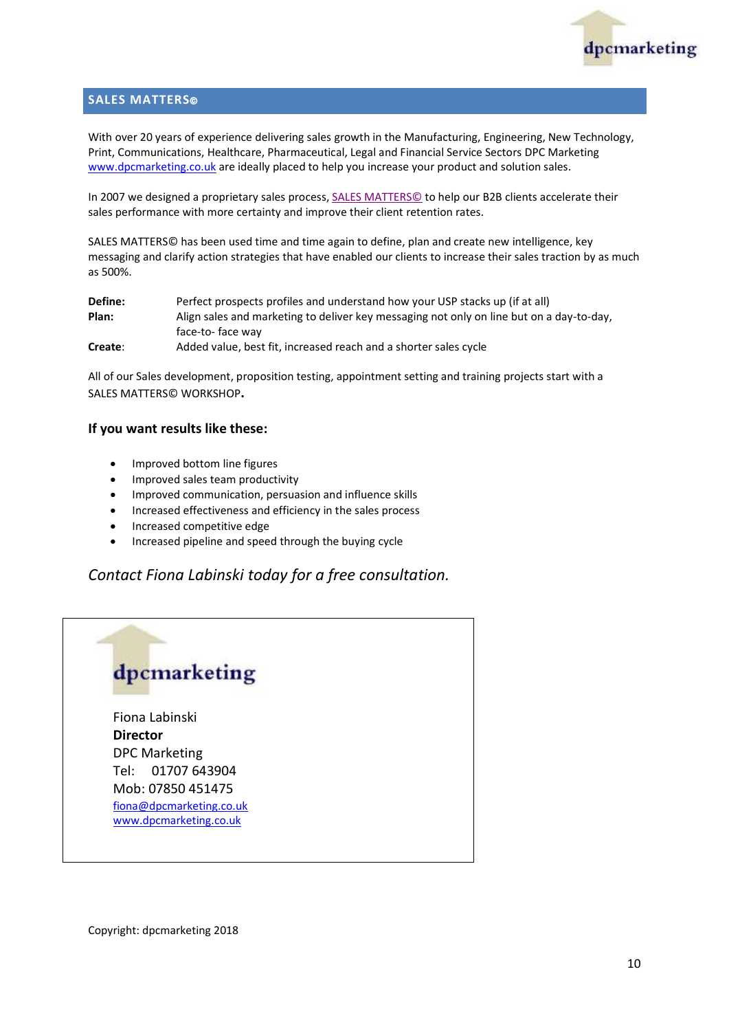## SALES MATTERS©

With over 20 years of experience delivering sales growth in the Manufacturing, Engineering, New Technology, Print, Communications, Healthcare, Pharmaceutical, Legal and Financial Service Sectors DPC Marketing www.dpcmarketing.co.uk are ideally placed to help you increase your product and solution sales.

In 2007 we designed a proprietary sales process, SALES MATTERS© to help our B2B clients accelerate their sales performance with more certainty and improve their client retention rates.

SALES MATTERS© has been used time and time again to define, plan and create new intelligence, key messaging and clarify action strategies that have enabled our clients to increase their sales traction by as much as 500%.

**Define:** Perfect prospects profiles and understand how your USP stacks up (if at all)
**Plan:** Align sales and marketing to deliver key messaging not only on line but on a day-to-day, face-to- face way
**Create:** Added value, best fit, increased reach and a shorter sales cycle

All of our Sales development, proposition testing, appointment setting and training projects start with a SALES MATTERS© WORKSHOP**.**

### If you want results like these:

- Improved bottom line figures
- Improved sales team productivity
- Improved communication, persuasion and influence skills
- Increased effectiveness and efficiency in the sales process
- Increased competitive edge
- Increased pipeline and speed through the buying cycle

*Contact Fiona Labinski today for a free consultation.*

dpcmarketing

Fiona Labinski
**Director**
DPC Marketing
Tel: 01707 643904
Mob: 07850 451475
fiona@dpcmarketing.co.uk
www.dpcmarketing.co.uk

Copyright: dpcmarketing 2018